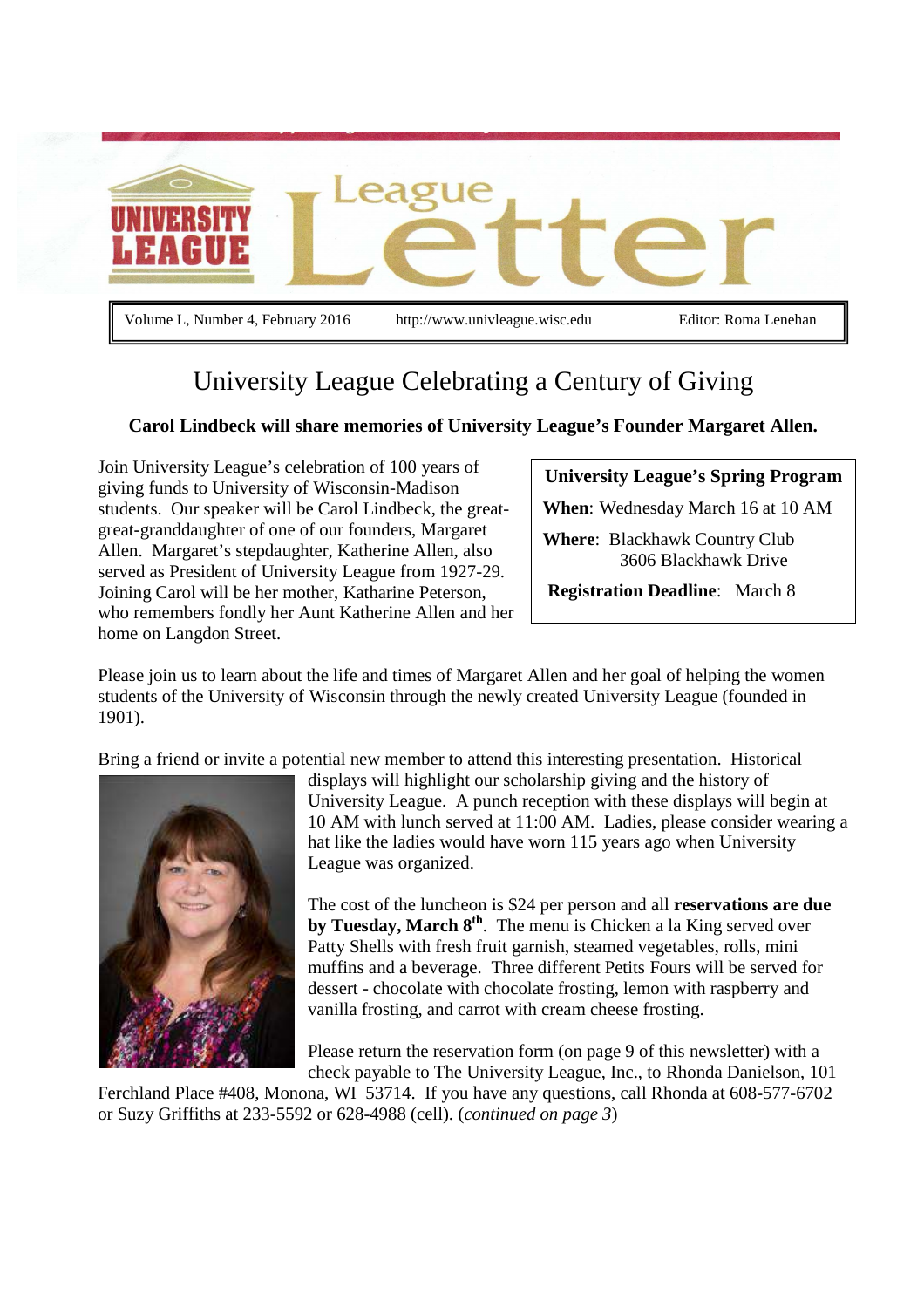# University League Letter

Volume L, Number 4, February 2016 | http://www.univleague.wisc.edu | Editor: Roma Lenehan

## University League Celebrating a Century of Giving

**Carol Lindbeck will share memories of University League's Founder Margaret Allen.**

Join University League's celebration of 100 years of giving funds to University of Wisconsin-Madison students. Our speaker will be Carol Lindbeck, the great-great-granddaughter of one of our founders, Margaret Allen. Margaret's stepdaughter, Katherine Allen, also served as President of University League from 1927-29. Joining Carol will be her mother, Katharine Peterson, who remembers fondly her Aunt Katherine Allen and her home on Langdon Street.

**University League's Spring Program**

**When**: Wednesday March 16 at 10 AM

**Where**: Blackhawk Country Club
3606 Blackhawk Drive

**Registration Deadline**: March 8

Please join us to learn about the life and times of Margaret Allen and her goal of helping the women students of the University of Wisconsin through the newly created University League (founded in 1901).

Bring a friend or invite a potential new member to attend this interesting presentation. Historical displays will highlight our scholarship giving and the history of University League. A punch reception with these displays will begin at 10 AM with lunch served at 11:00 AM. Ladies, please consider wearing a hat like the ladies would have worn 115 years ago when University League was organized.

The cost of the luncheon is $24 per person and all **reservations are due by Tuesday, March 8th**. The menu is Chicken a la King served over Patty Shells with fresh fruit garnish, steamed vegetables, rolls, mini muffins and a beverage. Three different Petits Fours will be served for dessert - chocolate with chocolate frosting, lemon with raspberry and vanilla frosting, and carrot with cream cheese frosting.

Please return the reservation form (on page 9 of this newsletter) with a check payable to The University League, Inc., to Rhonda Danielson, 101 Ferchland Place #408, Monona, WI 53714. If you have any questions, call Rhonda at 608-577-6702 or Suzy Griffiths at 233-5592 or 628-4988 (cell). (*continued on page 3*)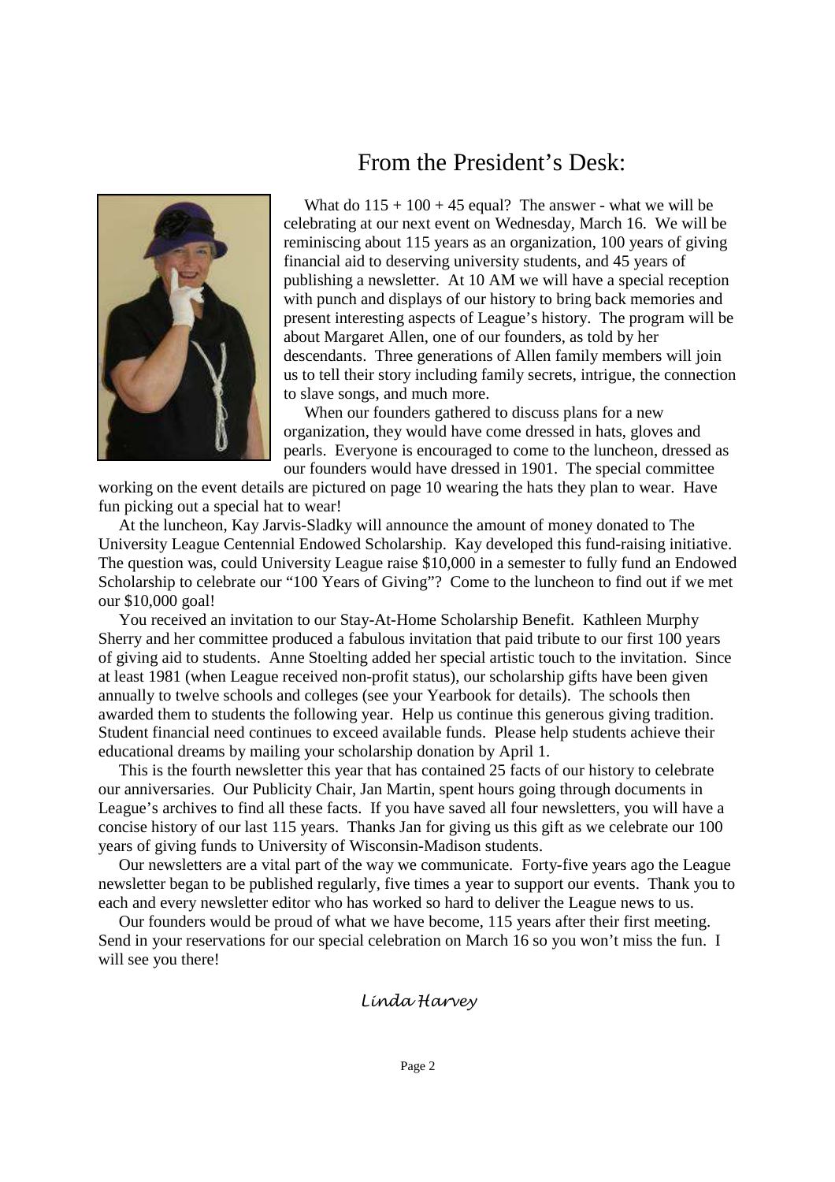# From the President's Desk:

What do 115 + 100 + 45 equal? The answer - what we will be celebrating at our next event on Wednesday, March 16. We will be reminiscing about 115 years as an organization, 100 years of giving financial aid to deserving university students, and 45 years of publishing a newsletter. At 10 AM we will have a special reception with punch and displays of our history to bring back memories and present interesting aspects of League's history. The program will be about Margaret Allen, one of our founders, as told by her descendants. Three generations of Allen family members will join us to tell their story including family secrets, intrigue, the connection to slave songs, and much more.

When our founders gathered to discuss plans for a new organization, they would have come dressed in hats, gloves and pearls. Everyone is encouraged to come to the luncheon, dressed as our founders would have dressed in 1901. The special committee working on the event details are pictured on page 10 wearing the hats they plan to wear. Have fun picking out a special hat to wear!

At the luncheon, Kay Jarvis-Sladky will announce the amount of money donated to The University League Centennial Endowed Scholarship. Kay developed this fund-raising initiative. The question was, could University League raise $10,000 in a semester to fully fund an Endowed Scholarship to celebrate our "100 Years of Giving"? Come to the luncheon to find out if we met our $10,000 goal!

You received an invitation to our Stay-At-Home Scholarship Benefit. Kathleen Murphy Sherry and her committee produced a fabulous invitation that paid tribute to our first 100 years of giving aid to students. Anne Stoelting added her special artistic touch to the invitation. Since at least 1981 (when League received non-profit status), our scholarship gifts have been given annually to twelve schools and colleges (see your Yearbook for details). The schools then awarded them to students the following year. Help us continue this generous giving tradition. Student financial need continues to exceed available funds. Please help students achieve their educational dreams by mailing your scholarship donation by April 1.

This is the fourth newsletter this year that has contained 25 facts of our history to celebrate our anniversaries. Our Publicity Chair, Jan Martin, spent hours going through documents in League's archives to find all these facts. If you have saved all four newsletters, you will have a concise history of our last 115 years. Thanks Jan for giving us this gift as we celebrate our 100 years of giving funds to University of Wisconsin-Madison students.

Our newsletters are a vital part of the way we communicate. Forty-five years ago the League newsletter began to be published regularly, five times a year to support our events. Thank you to each and every newsletter editor who has worked so hard to deliver the League news to us.

Our founders would be proud of what we have become, 115 years after their first meeting. Send in your reservations for our special celebration on March 16 so you won't miss the fun. I will see you there!

*Linda Harvey*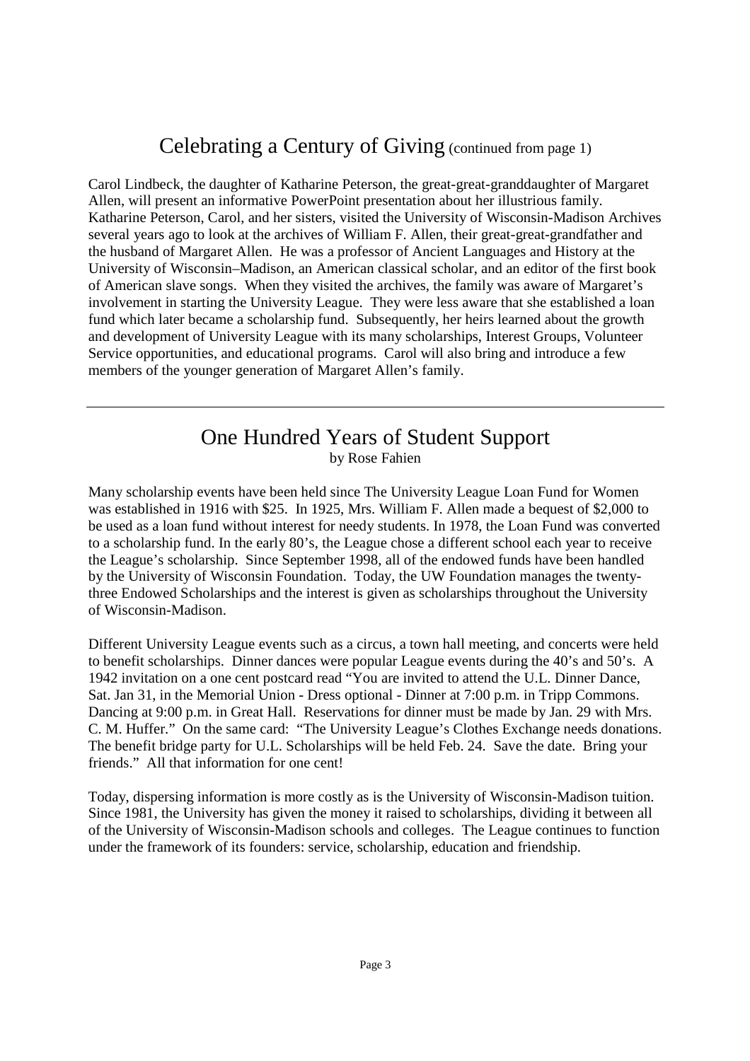## Celebrating a Century of Giving (continued from page 1)

Carol Lindbeck, the daughter of Katharine Peterson, the great-great-granddaughter of Margaret Allen, will present an informative PowerPoint presentation about her illustrious family. Katharine Peterson, Carol, and her sisters, visited the University of Wisconsin-Madison Archives several years ago to look at the archives of William F. Allen, their great-great-grandfather and the husband of Margaret Allen. He was a professor of Ancient Languages and History at the University of Wisconsin–Madison, an American classical scholar, and an editor of the first book of American slave songs. When they visited the archives, the family was aware of Margaret's involvement in starting the University League. They were less aware that she established a loan fund which later became a scholarship fund. Subsequently, her heirs learned about the growth and development of University League with its many scholarships, Interest Groups, Volunteer Service opportunities, and educational programs. Carol will also bring and introduce a few members of the younger generation of Margaret Allen's family.

---

## One Hundred Years of Student Support

by Rose Fahien

Many scholarship events have been held since The University League Loan Fund for Women was established in 1916 with $25. In 1925, Mrs. William F. Allen made a bequest of $2,000 to be used as a loan fund without interest for needy students. In 1978, the Loan Fund was converted to a scholarship fund. In the early 80's, the League chose a different school each year to receive the League's scholarship. Since September 1998, all of the endowed funds have been handled by the University of Wisconsin Foundation. Today, the UW Foundation manages the twenty-three Endowed Scholarships and the interest is given as scholarships throughout the University of Wisconsin-Madison.

Different University League events such as a circus, a town hall meeting, and concerts were held to benefit scholarships. Dinner dances were popular League events during the 40's and 50's. A 1942 invitation on a one cent postcard read "You are invited to attend the U.L. Dinner Dance, Sat. Jan 31, in the Memorial Union - Dress optional - Dinner at 7:00 p.m. in Tripp Commons. Dancing at 9:00 p.m. in Great Hall. Reservations for dinner must be made by Jan. 29 with Mrs. C. M. Huffer." On the same card: "The University League's Clothes Exchange needs donations. The benefit bridge party for U.L. Scholarships will be held Feb. 24. Save the date. Bring your friends." All that information for one cent!

Today, dispersing information is more costly as is the University of Wisconsin-Madison tuition. Since 1981, the University has given the money it raised to scholarships, dividing it between all of the University of Wisconsin-Madison schools and colleges. The League continues to function under the framework of its founders: service, scholarship, education and friendship.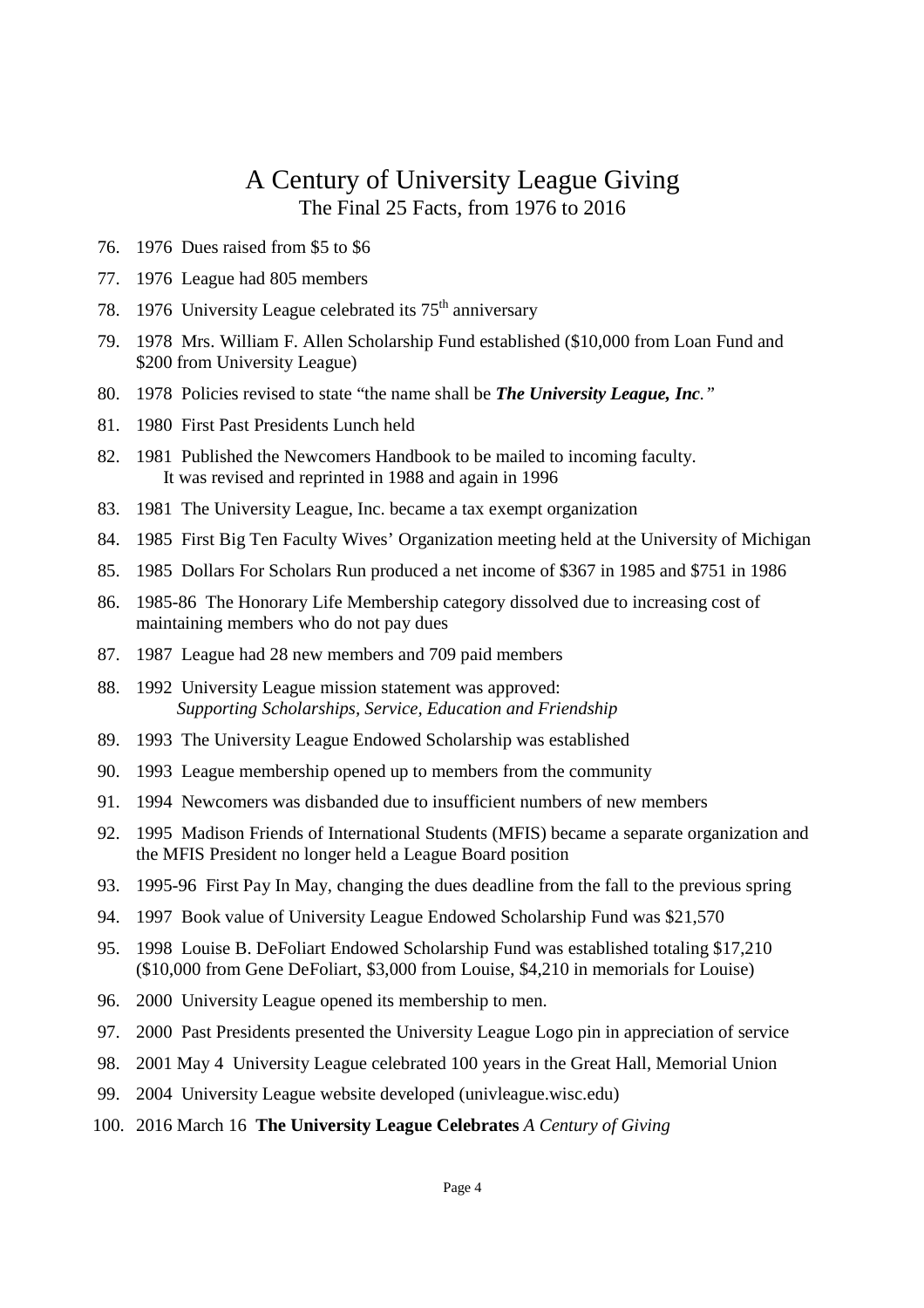# A Century of University League Giving

## The Final 25 Facts, from 1976 to 2016

76. 1976 Dues raised from $5 to $6
77. 1976 League had 805 members
78. 1976 University League celebrated its 75th anniversary
79. 1978 Mrs. William F. Allen Scholarship Fund established ($10,000 from Loan Fund and $200 from University League)
80. 1978 Policies revised to state "the name shall be ***The University League, Inc.***"
81. 1980 First Past Presidents Lunch held
82. 1981 Published the Newcomers Handbook to be mailed to incoming faculty. It was revised and reprinted in 1988 and again in 1996
83. 1981 The University League, Inc. became a tax exempt organization
84. 1985 First Big Ten Faculty Wives' Organization meeting held at the University of Michigan
85. 1985 Dollars For Scholars Run produced a net income of $367 in 1985 and $751 in 1986
86. 1985-86 The Honorary Life Membership category dissolved due to increasing cost of maintaining members who do not pay dues
87. 1987 League had 28 new members and 709 paid members
88. 1992 University League mission statement was approved: *Supporting Scholarships, Service, Education and Friendship*
89. 1993 The University League Endowed Scholarship was established
90. 1993 League membership opened up to members from the community
91. 1994 Newcomers was disbanded due to insufficient numbers of new members
92. 1995 Madison Friends of International Students (MFIS) became a separate organization and the MFIS President no longer held a League Board position
93. 1995-96 First Pay In May, changing the dues deadline from the fall to the previous spring
94. 1997 Book value of University League Endowed Scholarship Fund was $21,570
95. 1998 Louise B. DeFoliart Endowed Scholarship Fund was established totaling $17,210 ($10,000 from Gene DeFoliart, $3,000 from Louise, $4,210 in memorials for Louise)
96. 2000 University League opened its membership to men.
97. 2000 Past Presidents presented the University League Logo pin in appreciation of service
98. 2001 May 4 University League celebrated 100 years in the Great Hall, Memorial Union
99. 2004 University League website developed (univleague.wisc.edu)
100. 2016 March 16 **The University League Celebrates** *A Century of Giving*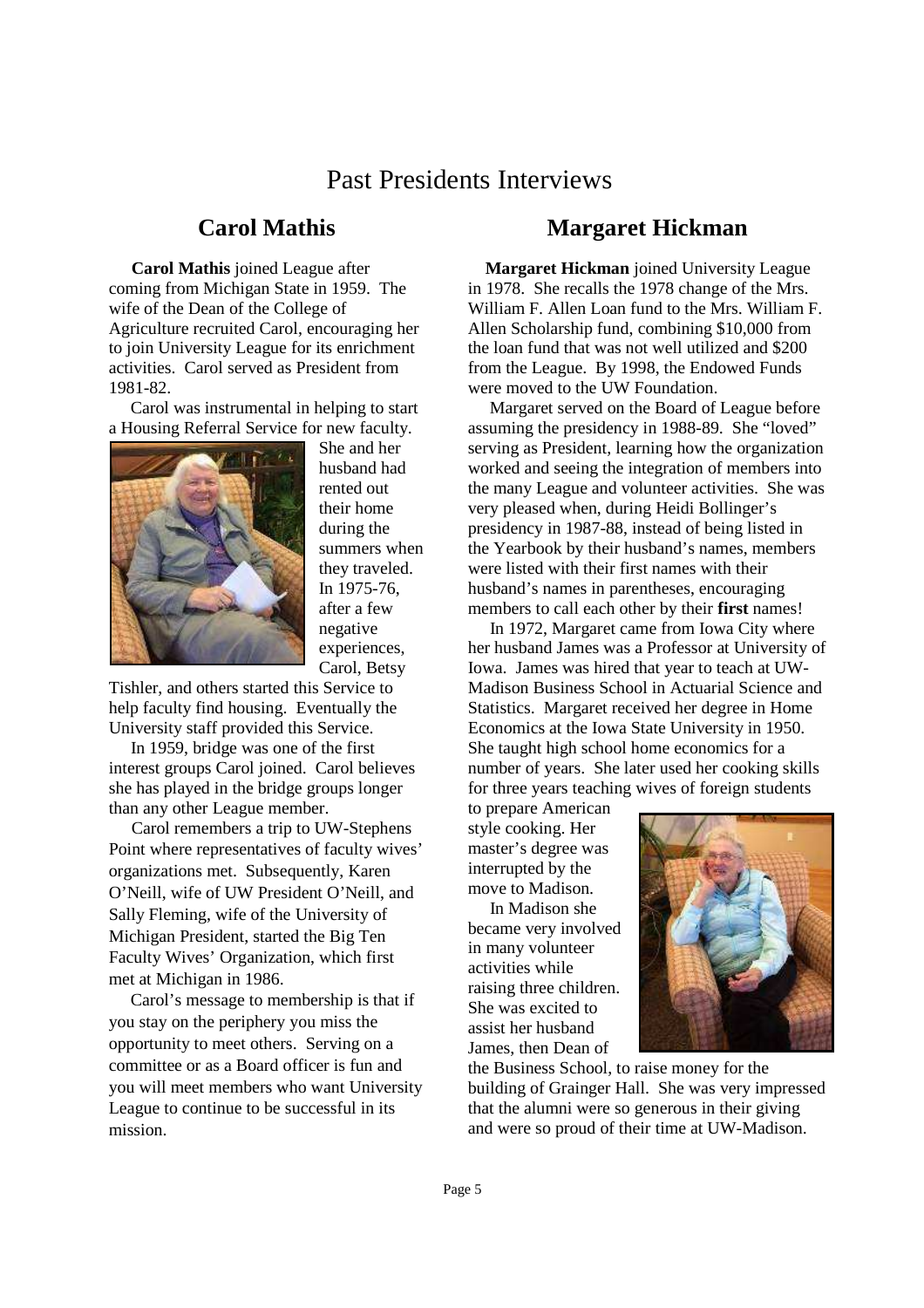# Past Presidents Interviews

## Carol Mathis

**Carol Mathis** joined League after coming from Michigan State in 1959. The wife of the Dean of the College of Agriculture recruited Carol, encouraging her to join University League for its enrichment activities. Carol served as President from 1981-82.

Carol was instrumental in helping to start a Housing Referral Service for new faculty. She and her husband had rented out their home during the summers when they traveled. In 1975-76, after a few negative experiences, Carol, Betsy Tishler, and others started this Service to help faculty find housing. Eventually the University staff provided this Service.

In 1959, bridge was one of the first interest groups Carol joined. Carol believes she has played in the bridge groups longer than any other League member.

Carol remembers a trip to UW-Stephens Point where representatives of faculty wives' organizations met. Subsequently, Karen O'Neill, wife of UW President O'Neill, and Sally Fleming, wife of the University of Michigan President, started the Big Ten Faculty Wives' Organization, which first met at Michigan in 1986.

Carol's message to membership is that if you stay on the periphery you miss the opportunity to meet others. Serving on a committee or as a Board officer is fun and you will meet members who want University League to continue to be successful in its mission.

## Margaret Hickman

**Margaret Hickman** joined University League in 1978. She recalls the 1978 change of the Mrs. William F. Allen Loan fund to the Mrs. William F. Allen Scholarship fund, combining $10,000 from the loan fund that was not well utilized and $200 from the League. By 1998, the Endowed Funds were moved to the UW Foundation.

Margaret served on the Board of League before assuming the presidency in 1988-89. She "loved" serving as President, learning how the organization worked and seeing the integration of members into the many League and volunteer activities. She was very pleased when, during Heidi Bollinger's presidency in 1987-88, instead of being listed in the Yearbook by their husband's names, members were listed with their first names with their husband's names in parentheses, encouraging members to call each other by their **first** names!

In 1972, Margaret came from Iowa City where her husband James was a Professor at University of Iowa. James was hired that year to teach at UW-Madison Business School in Actuarial Science and Statistics. Margaret received her degree in Home Economics at the Iowa State University in 1950. She taught high school home economics for a number of years. She later used her cooking skills for three years teaching wives of foreign students to prepare American style cooking. Her master's degree was interrupted by the move to Madison.

In Madison she became very involved in many volunteer activities while raising three children. She was excited to assist her husband James, then Dean of the Business School, to raise money for the building of Grainger Hall. She was very impressed that the alumni were so generous in their giving and were so proud of their time at UW-Madison.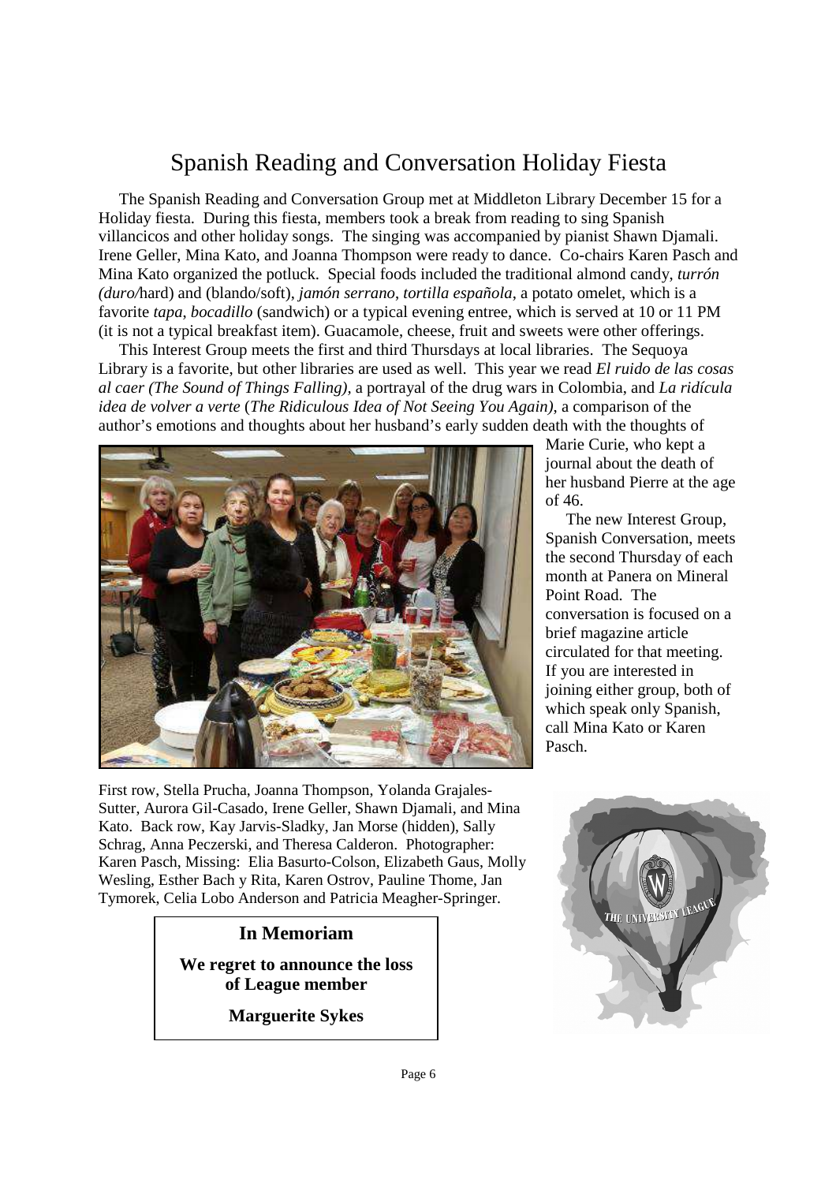# Spanish Reading and Conversation Holiday Fiesta

The Spanish Reading and Conversation Group met at Middleton Library December 15 for a Holiday fiesta. During this fiesta, members took a break from reading to sing Spanish villancicos and other holiday songs. The singing was accompanied by pianist Shawn Djamali. Irene Geller, Mina Kato, and Joanna Thompson were ready to dance. Co-chairs Karen Pasch and Mina Kato organized the potluck. Special foods included the traditional almond candy, *turrón (duro/*hard) and (blando/soft), *jamón serrano*, *tortilla española*, a potato omelet, which is a favorite *tapa*, *bocadillo* (sandwich) or a typical evening entree, which is served at 10 or 11 PM (it is not a typical breakfast item). Guacamole, cheese, fruit and sweets were other offerings.

This Interest Group meets the first and third Thursdays at local libraries. The Sequoya Library is a favorite, but other libraries are used as well. This year we read *El ruido de las cosas al caer (The Sound of Things Falling)*, a portrayal of the drug wars in Colombia, and *La ridícula idea de volver a verte* (*The Ridiculous Idea of Not Seeing You Again)*, a comparison of the author's emotions and thoughts about her husband's early sudden death with the thoughts of Marie Curie, who kept a journal about the death of her husband Pierre at the age of 46.

The new Interest Group, Spanish Conversation, meets the second Thursday of each month at Panera on Mineral Point Road. The conversation is focused on a brief magazine article circulated for that meeting. If you are interested in joining either group, both of which speak only Spanish, call Mina Kato or Karen Pasch.

First row, Stella Prucha, Joanna Thompson, Yolanda Grajales-Sutter, Aurora Gil-Casado, Irene Geller, Shawn Djamali, and Mina Kato. Back row, Kay Jarvis-Sladky, Jan Morse (hidden), Sally Schrag, Anna Peczerski, and Theresa Calderon. Photographer: Karen Pasch, Missing: Elia Basurto-Colson, Elizabeth Gaus, Molly Wesling, Esther Bach y Rita, Karen Ostrov, Pauline Thome, Jan Tymorek, Celia Lobo Anderson and Patricia Meagher-Springer.

**In Memoriam**

**We regret to announce the loss of League member**

**Marguerite Sykes**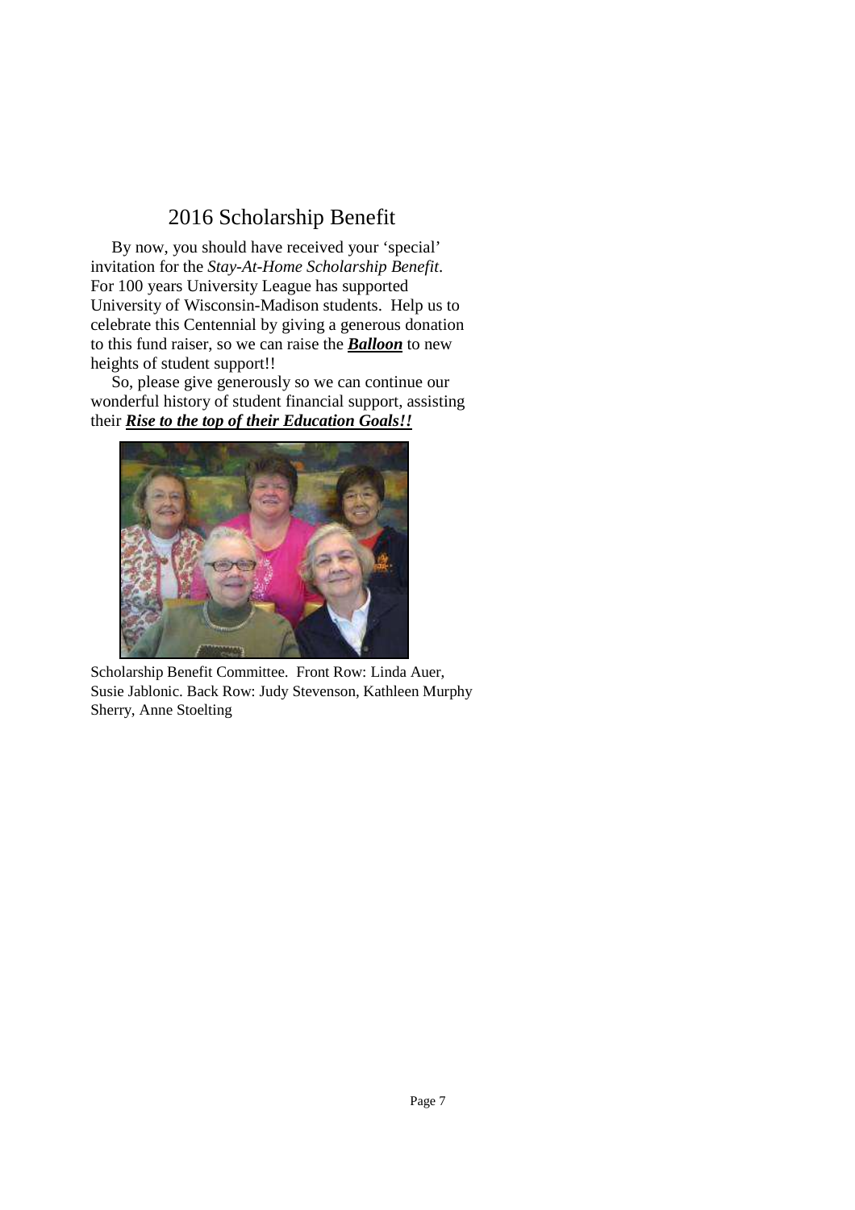## 2016 Scholarship Benefit

By now, you should have received your 'special' invitation for the *Stay-At-Home Scholarship Benefit*. For 100 years University League has supported University of Wisconsin-Madison students. Help us to celebrate this Centennial by giving a generous donation to this fund raiser, so we can raise the ***Balloon*** to new heights of student support!!

So, please give generously so we can continue our wonderful history of student financial support, assisting their ***Rise to the top of their Education Goals!!***

Scholarship Benefit Committee. Front Row: Linda Auer, Susie Jablonic. Back Row: Judy Stevenson, Kathleen Murphy Sherry, Anne Stoelting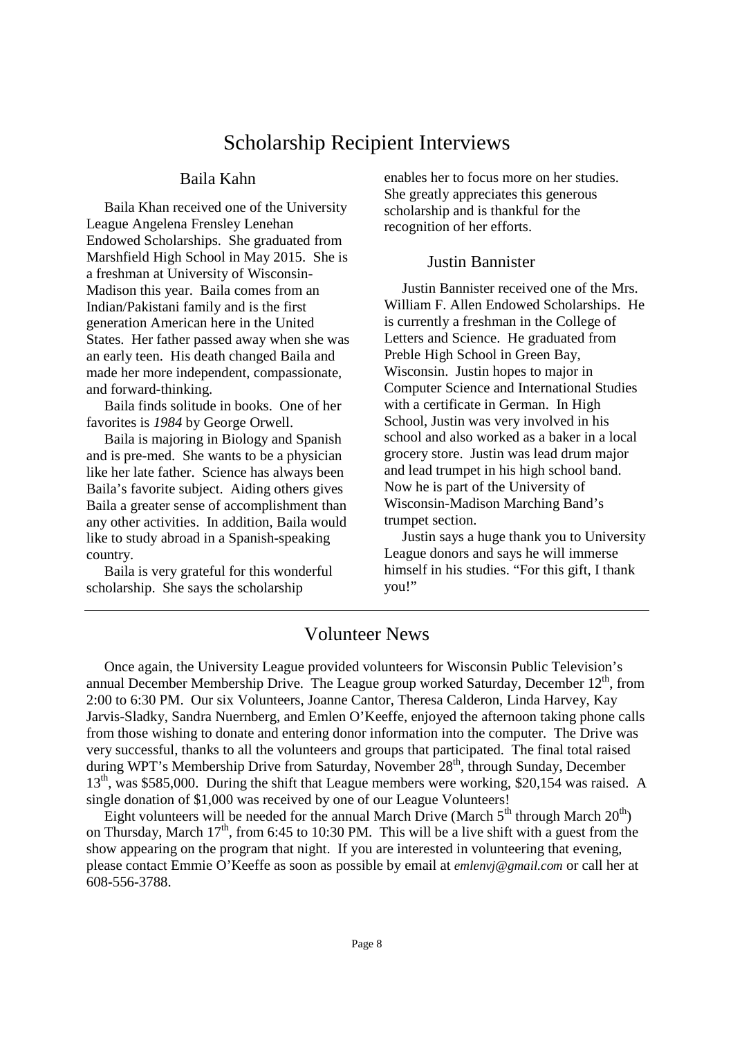# Scholarship Recipient Interviews

## Baila Kahn

Baila Khan received one of the University League Angelena Frensley Lenehan Endowed Scholarships. She graduated from Marshfield High School in May 2015. She is a freshman at University of Wisconsin-Madison this year. Baila comes from an Indian/Pakistani family and is the first generation American here in the United States. Her father passed away when she was an early teen. His death changed Baila and made her more independent, compassionate, and forward-thinking.

Baila finds solitude in books. One of her favorites is *1984* by George Orwell.

Baila is majoring in Biology and Spanish and is pre-med. She wants to be a physician like her late father. Science has always been Baila's favorite subject. Aiding others gives Baila a greater sense of accomplishment than any other activities. In addition, Baila would like to study abroad in a Spanish-speaking country.

Baila is very grateful for this wonderful scholarship. She says the scholarship enables her to focus more on her studies. She greatly appreciates this generous scholarship and is thankful for the recognition of her efforts.

## Justin Bannister

Justin Bannister received one of the Mrs. William F. Allen Endowed Scholarships. He is currently a freshman in the College of Letters and Science. He graduated from Preble High School in Green Bay, Wisconsin. Justin hopes to major in Computer Science and International Studies with a certificate in German. In High School, Justin was very involved in his school and also worked as a baker in a local grocery store. Justin was lead drum major and lead trumpet in his high school band. Now he is part of the University of Wisconsin-Madison Marching Band's trumpet section.

Justin says a huge thank you to University League donors and says he will immerse himself in his studies. "For this gift, I thank you!"

---

# Volunteer News

Once again, the University League provided volunteers for Wisconsin Public Television's annual December Membership Drive. The League group worked Saturday, December 12th, from 2:00 to 6:30 PM. Our six Volunteers, Joanne Cantor, Theresa Calderon, Linda Harvey, Kay Jarvis-Sladky, Sandra Nuernberg, and Emlen O'Keeffe, enjoyed the afternoon taking phone calls from those wishing to donate and entering donor information into the computer. The Drive was very successful, thanks to all the volunteers and groups that participated. The final total raised during WPT's Membership Drive from Saturday, November 28th, through Sunday, December 13th, was $585,000. During the shift that League members were working, $20,154 was raised. A single donation of $1,000 was received by one of our League Volunteers!

Eight volunteers will be needed for the annual March Drive (March 5th through March 20th) on Thursday, March 17th, from 6:45 to 10:30 PM. This will be a live shift with a guest from the show appearing on the program that night. If you are interested in volunteering that evening, please contact Emmie O'Keeffe as soon as possible by email at *emlenvj@gmail.com* or call her at 608-556-3788.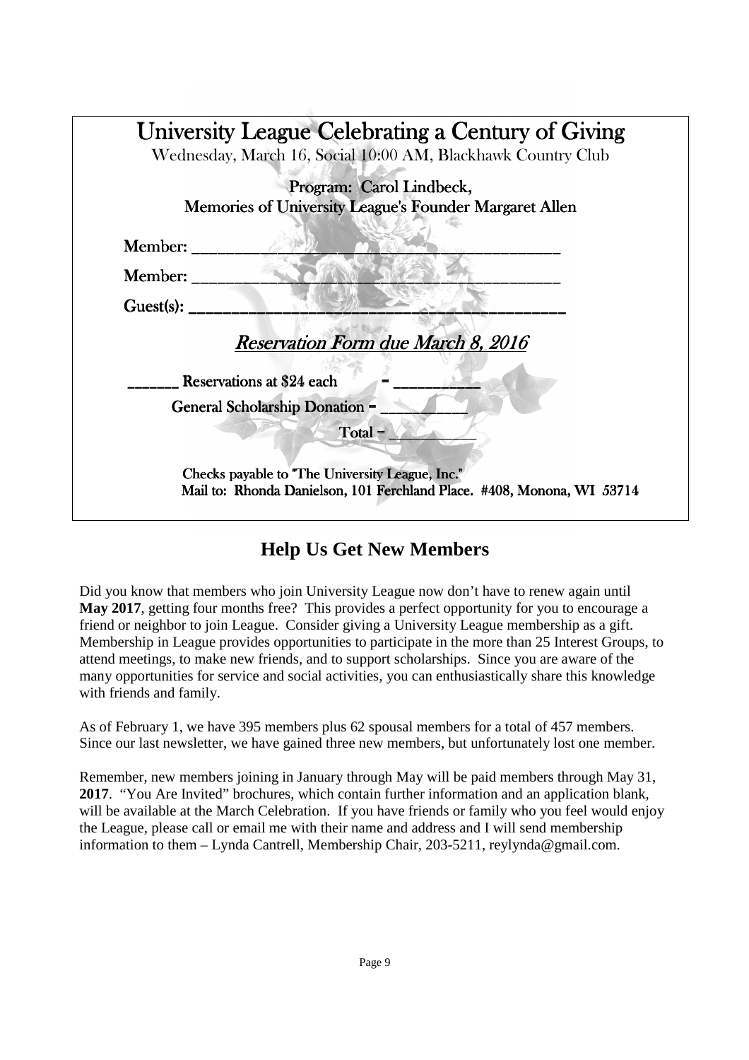## University League Celebrating a Century of Giving

Wednesday, March 16, Social 10:00 AM, Blackhawk Country Club

Program: Carol Lindbeck,
Memories of University League's Founder Margaret Allen

Member: ____________________________________________

Member: ____________________________________________

Guest(s): ____________________________________________

*Reservation Form due March 8, 2016*

______ Reservations at $24 each = __________

General Scholarship Donation = __________

Total = __________

Checks payable to "The University League, Inc."
Mail to: Rhonda Danielson, 101 Ferchland Place. #408, Monona, WI 53714

## Help Us Get New Members

Did you know that members who join University League now don't have to renew again until **May 2017**, getting four months free? This provides a perfect opportunity for you to encourage a friend or neighbor to join League. Consider giving a University League membership as a gift. Membership in League provides opportunities to participate in the more than 25 Interest Groups, to attend meetings, to make new friends, and to support scholarships. Since you are aware of the many opportunities for service and social activities, you can enthusiastically share this knowledge with friends and family.

As of February 1, we have 395 members plus 62 spousal members for a total of 457 members. Since our last newsletter, we have gained three new members, but unfortunately lost one member.

Remember, new members joining in January through May will be paid members through May 31, **2017**. "You Are Invited" brochures, which contain further information and an application blank, will be available at the March Celebration. If you have friends or family who you feel would enjoy the League, please call or email me with their name and address and I will send membership information to them – Lynda Cantrell, Membership Chair, 203-5211, reylynda@gmail.com.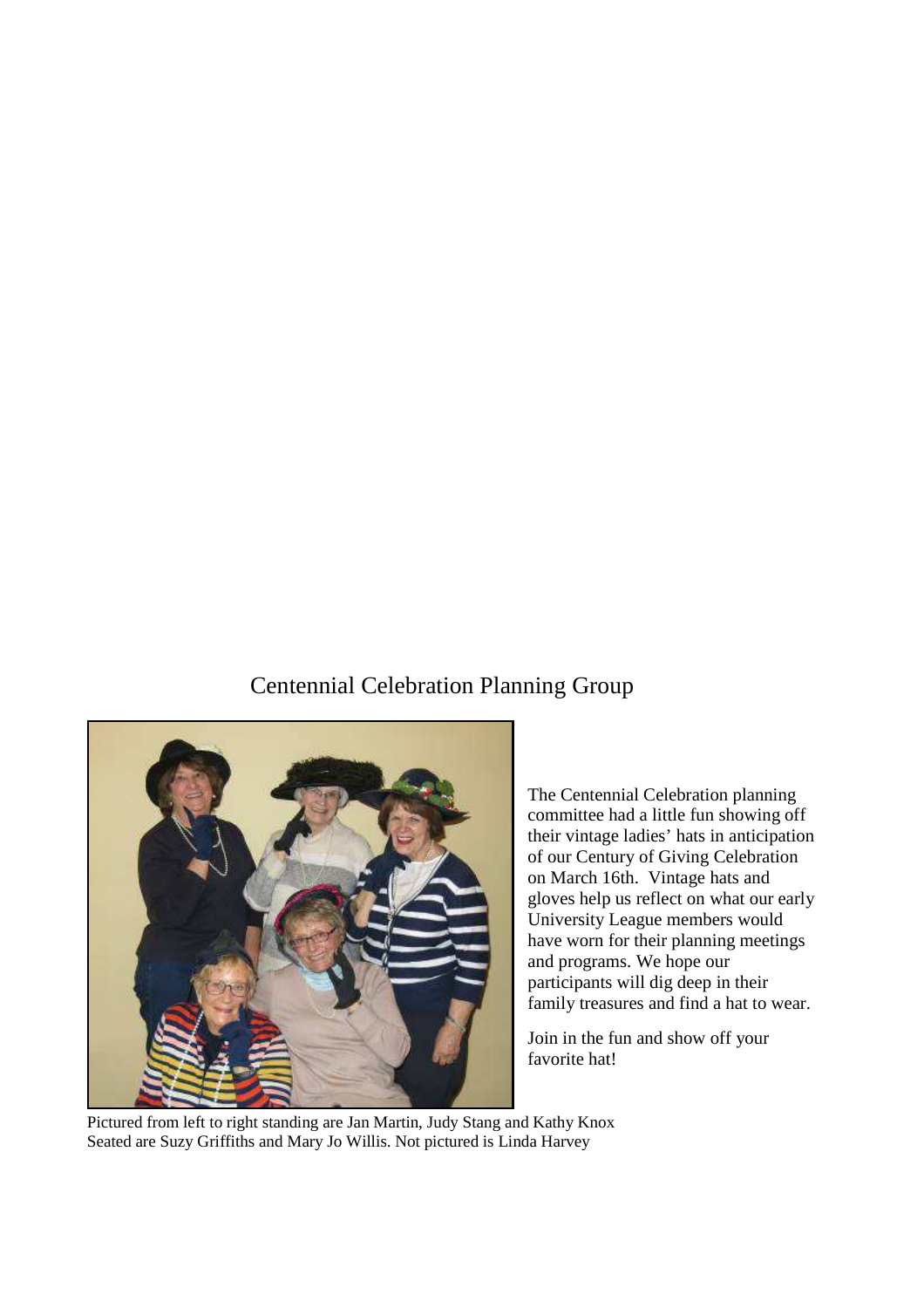## Centennial Celebration Planning Group

The Centennial Celebration planning committee had a little fun showing off their vintage ladies' hats in anticipation of our Century of Giving Celebration on March 16th. Vintage hats and gloves help us reflect on what our early University League members would have worn for their planning meetings and programs. We hope our participants will dig deep in their family treasures and find a hat to wear.

Join in the fun and show off your favorite hat!

Pictured from left to right standing are Jan Martin, Judy Stang and Kathy Knox
Seated are Suzy Griffiths and Mary Jo Willis. Not pictured is Linda Harvey